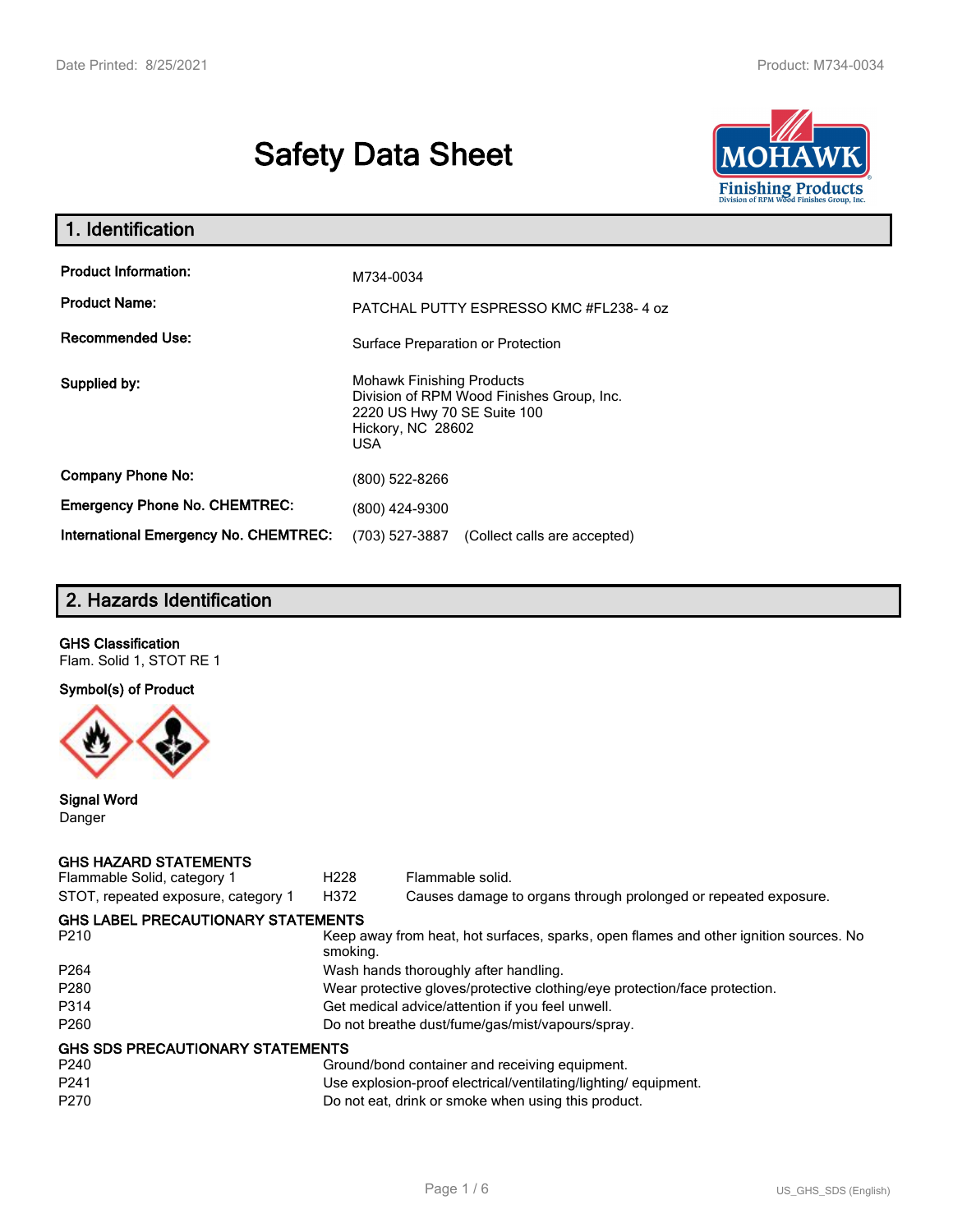# Safety Data Sheet

## 1. Identification

| | |
|---|---|
| **Product Information:** | M734-0034 |
| **Product Name:** | PATCHAL PUTTY ESPRESSO KMC #FL238- 4 oz |
| **Recommended Use:** | Surface Preparation or Protection |
| **Supplied by:** | Mohawk Finishing Products<br>Division of RPM Wood Finishes Group, Inc.<br>2220 US Hwy 70 SE Suite 100<br>Hickory, NC 28602<br>USA |
| **Company Phone No:** | (800) 522-8266 |
| **Emergency Phone No. CHEMTREC:** | (800) 424-9300 |
| **International Emergency No. CHEMTREC:** | (703) 527-3887 (Collect calls are accepted) |

## 2. Hazards Identification

**GHS Classification**
Flam. Solid 1, STOT RE 1

**Symbol(s) of Product**

**Signal Word**
Danger

**GHS HAZARD STATEMENTS**

| | | |
|---|---|---|
| Flammable Solid, category 1 | H228 | Flammable solid. |
| STOT, repeated exposure, category 1 | H372 | Causes damage to organs through prolonged or repeated exposure. |

**GHS LABEL PRECAUTIONARY STATEMENTS**

| | |
|---|---|
| P210 | Keep away from heat, hot surfaces, sparks, open flames and other ignition sources. No smoking. |
| P264 | Wash hands thoroughly after handling. |
| P280 | Wear protective gloves/protective clothing/eye protection/face protection. |
| P314 | Get medical advice/attention if you feel unwell. |
| P260 | Do not breathe dust/fume/gas/mist/vapours/spray. |

**GHS SDS PRECAUTIONARY STATEMENTS**

| | |
|---|---|
| P240 | Ground/bond container and receiving equipment. |
| P241 | Use explosion-proof electrical/ventilating/lighting/ equipment. |
| P270 | Do not eat, drink or smoke when using this product. |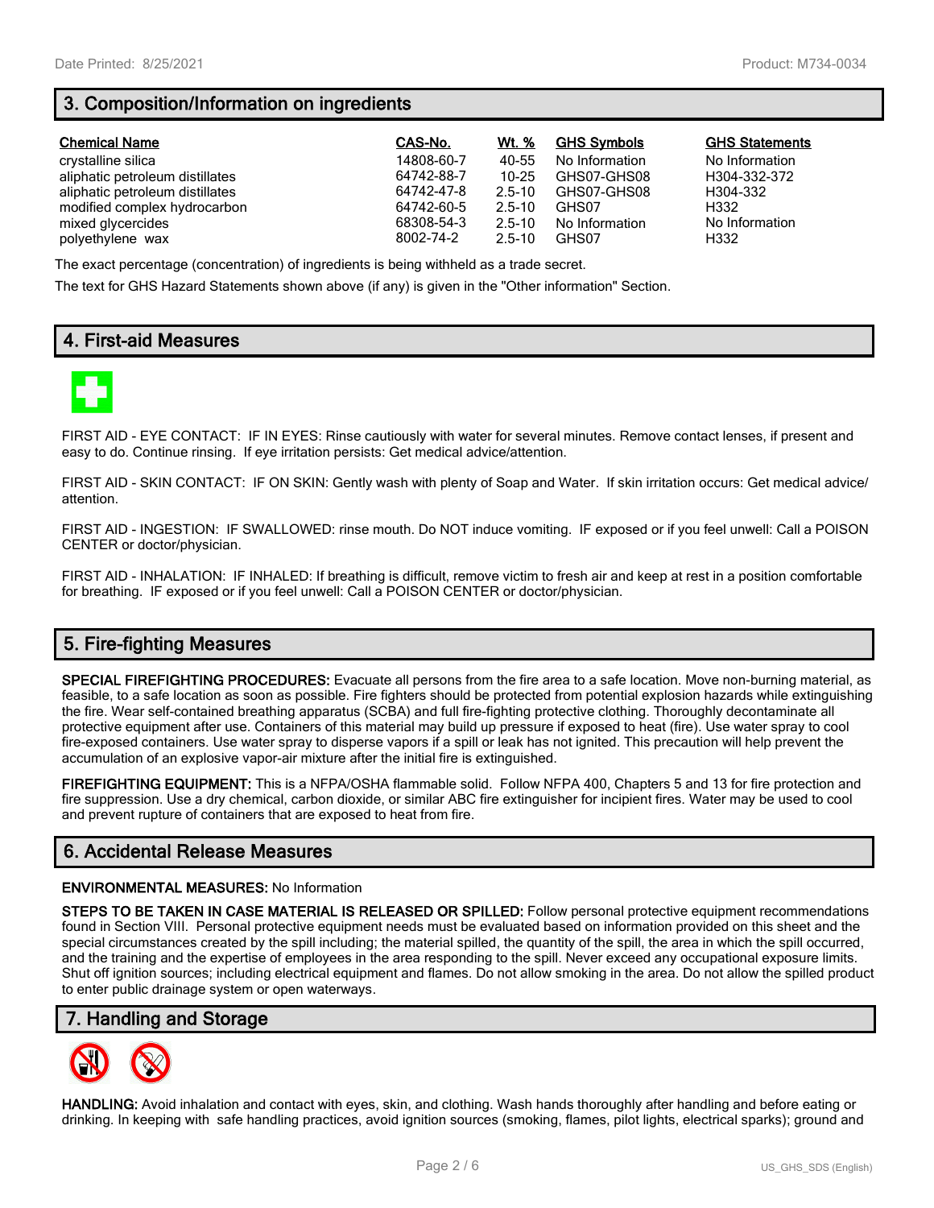## 3. Composition/Information on ingredients

| Chemical Name | CAS-No. | Wt. % | GHS Symbols | GHS Statements |
|---|---|---|---|---|
| crystalline silica | 14808-60-7 | 40-55 | No Information | No Information |
| aliphatic petroleum distillates | 64742-88-7 | 10-25 | GHS07-GHS08 | H304-332-372 |
| aliphatic petroleum distillates | 64742-47-8 | 2.5-10 | GHS07-GHS08 | H304-332 |
| modified complex hydrocarbon | 64742-60-5 | 2.5-10 | GHS07 | H332 |
| mixed glycercides | 68308-54-3 | 2.5-10 | No Information | No Information |
| polyethylene wax | 8002-74-2 | 2.5-10 | GHS07 | H332 |

The exact percentage (concentration) of ingredients is being withheld as a trade secret.

The text for GHS Hazard Statements shown above (if any) is given in the "Other information" Section.

## 4. First-aid Measures

FIRST AID - EYE CONTACT: IF IN EYES: Rinse cautiously with water for several minutes. Remove contact lenses, if present and easy to do. Continue rinsing. If eye irritation persists: Get medical advice/attention.

FIRST AID - SKIN CONTACT: IF ON SKIN: Gently wash with plenty of Soap and Water. If skin irritation occurs: Get medical advice/ attention.

FIRST AID - INGESTION: IF SWALLOWED: rinse mouth. Do NOT induce vomiting. IF exposed or if you feel unwell: Call a POISON CENTER or doctor/physician.

FIRST AID - INHALATION: IF INHALED: If breathing is difficult, remove victim to fresh air and keep at rest in a position comfortable for breathing. IF exposed or if you feel unwell: Call a POISON CENTER or doctor/physician.

## 5. Fire-fighting Measures

**SPECIAL FIREFIGHTING PROCEDURES:** Evacuate all persons from the fire area to a safe location. Move non-burning material, as feasible, to a safe location as soon as possible. Fire fighters should be protected from potential explosion hazards while extinguishing the fire. Wear self-contained breathing apparatus (SCBA) and full fire-fighting protective clothing. Thoroughly decontaminate all protective equipment after use. Containers of this material may build up pressure if exposed to heat (fire). Use water spray to cool fire-exposed containers. Use water spray to disperse vapors if a spill or leak has not ignited. This precaution will help prevent the accumulation of an explosive vapor-air mixture after the initial fire is extinguished.

**FIREFIGHTING EQUIPMENT:** This is a NFPA/OSHA flammable solid. Follow NFPA 400, Chapters 5 and 13 for fire protection and fire suppression. Use a dry chemical, carbon dioxide, or similar ABC fire extinguisher for incipient fires. Water may be used to cool and prevent rupture of containers that are exposed to heat from fire.

## 6. Accidental Release Measures

**ENVIRONMENTAL MEASURES:** No Information

**STEPS TO BE TAKEN IN CASE MATERIAL IS RELEASED OR SPILLED:** Follow personal protective equipment recommendations found in Section VIII. Personal protective equipment needs must be evaluated based on information provided on this sheet and the special circumstances created by the spill including; the material spilled, the quantity of the spill, the area in which the spill occurred, and the training and the expertise of employees in the area responding to the spill. Never exceed any occupational exposure limits. Shut off ignition sources; including electrical equipment and flames. Do not allow smoking in the area. Do not allow the spilled product to enter public drainage system or open waterways.

## 7. Handling and Storage

**HANDLING:** Avoid inhalation and contact with eyes, skin, and clothing. Wash hands thoroughly after handling and before eating or drinking. In keeping with safe handling practices, avoid ignition sources (smoking, flames, pilot lights, electrical sparks); ground and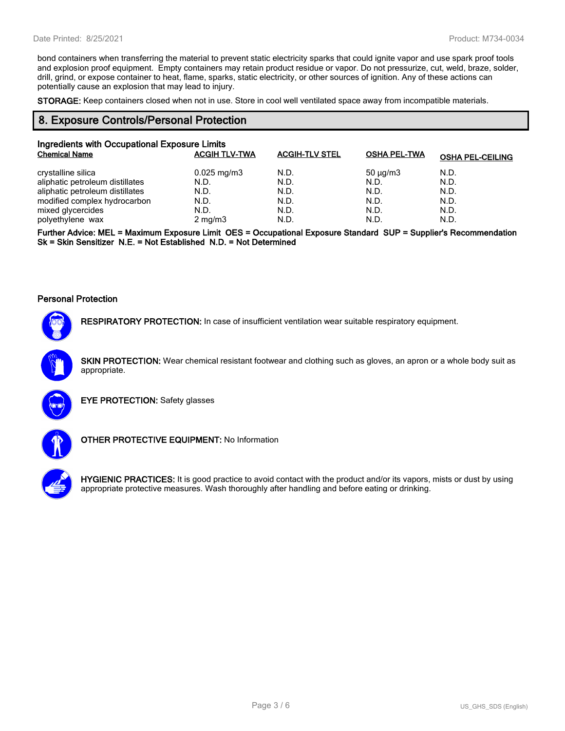bond containers when transferring the material to prevent static electricity sparks that could ignite vapor and use spark proof tools and explosion proof equipment. Empty containers may retain product residue or vapor. Do not pressurize, cut, weld, braze, solder, drill, grind, or expose container to heat, flame, sparks, static electricity, or other sources of ignition. Any of these actions can potentially cause an explosion that may lead to injury.

**STORAGE:** Keep containers closed when not in use. Store in cool well ventilated space away from incompatible materials.

## 8. Exposure Controls/Personal Protection

### Ingredients with Occupational Exposure Limits

| Chemical Name | ACGIH TLV-TWA | ACGIH-TLV STEL | OSHA PEL-TWA | OSHA PEL-CEILING |
|---|---|---|---|---|
| crystalline silica | 0.025 mg/m3 | N.D. | 50 µg/m3 | N.D. |
| aliphatic petroleum distillates | N.D. | N.D. | N.D. | N.D. |
| aliphatic petroleum distillates | N.D. | N.D. | N.D. | N.D. |
| modified complex hydrocarbon | N.D. | N.D. | N.D. | N.D. |
| mixed glycercides | N.D. | N.D. | N.D. | N.D. |
| polyethylene wax | 2 mg/m3 | N.D. | N.D. | N.D. |

**Further Advice: MEL = Maximum Exposure Limit OES = Occupational Exposure Standard SUP = Supplier's Recommendation Sk = Skin Sensitizer N.E. = Not Established N.D. = Not Determined**

### Personal Protection

**RESPIRATORY PROTECTION:** In case of insufficient ventilation wear suitable respiratory equipment.

**SKIN PROTECTION:** Wear chemical resistant footwear and clothing such as gloves, an apron or a whole body suit as appropriate.

**EYE PROTECTION:** Safety glasses

**OTHER PROTECTIVE EQUIPMENT:** No Information

**HYGIENIC PRACTICES:** It is good practice to avoid contact with the product and/or its vapors, mists or dust by using appropriate protective measures. Wash thoroughly after handling and before eating or drinking.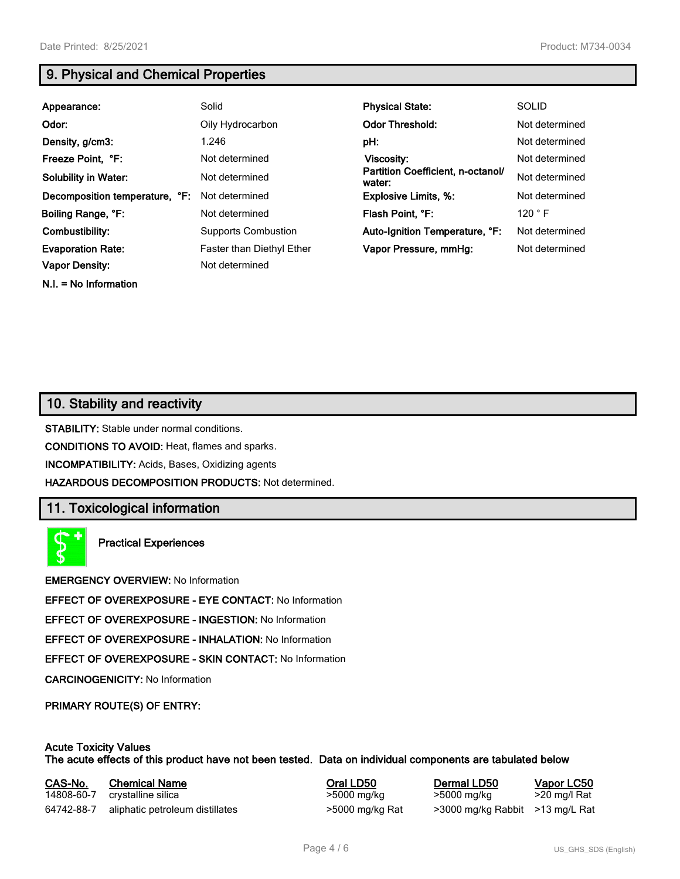## 9. Physical and Chemical Properties

| | | | |
|---|---|---|---|
| **Appearance:** | Solid | **Physical State:** | SOLID |
| **Odor:** | Oily Hydrocarbon | **Odor Threshold:** | Not determined |
| **Density, g/cm3:** | 1.246 | **pH:** | Not determined |
| **Freeze Point, °F:** | Not determined | **Viscosity:** | Not determined |
| **Solubility in Water:** | Not determined | **Partition Coefficient, n-octanol/ water:** | Not determined |
| **Decomposition temperature, °F:** | Not determined | **Explosive Limits, %:** | Not determined |
| **Boiling Range, °F:** | Not determined | **Flash Point, °F:** | 120 ° F |
| **Combustibility:** | Supports Combustion | **Auto-Ignition Temperature, °F:** | Not determined |
| **Evaporation Rate:** | Faster than Diethyl Ether | **Vapor Pressure, mmHg:** | Not determined |
| **Vapor Density:** | Not determined | | |

**N.I. = No Information**

## 10. Stability and reactivity

**STABILITY:** Stable under normal conditions.

**CONDITIONS TO AVOID:** Heat, flames and sparks.

**INCOMPATIBILITY:** Acids, Bases, Oxidizing agents

**HAZARDOUS DECOMPOSITION PRODUCTS:** Not determined.

## 11. Toxicological information

**Practical Experiences**

**EMERGENCY OVERVIEW:** No Information

**EFFECT OF OVEREXPOSURE - EYE CONTACT:** No Information

**EFFECT OF OVEREXPOSURE - INGESTION:** No Information

**EFFECT OF OVEREXPOSURE - INHALATION:** No Information

**EFFECT OF OVEREXPOSURE - SKIN CONTACT:** No Information

**CARCINOGENICITY:** No Information

**PRIMARY ROUTE(S) OF ENTRY:**

**Acute Toxicity Values**
**The acute effects of this product have not been tested. Data on individual components are tabulated below**

| CAS-No. | Chemical Name | Oral LD50 | Dermal LD50 | Vapor LC50 |
|---|---|---|---|---|
| 14808-60-7 | crystalline silica | >5000 mg/kg | >5000 mg/kg | >20 mg/l Rat |
| 64742-88-7 | aliphatic petroleum distillates | >5000 mg/kg Rat | >3000 mg/kg Rabbit | >13 mg/L Rat |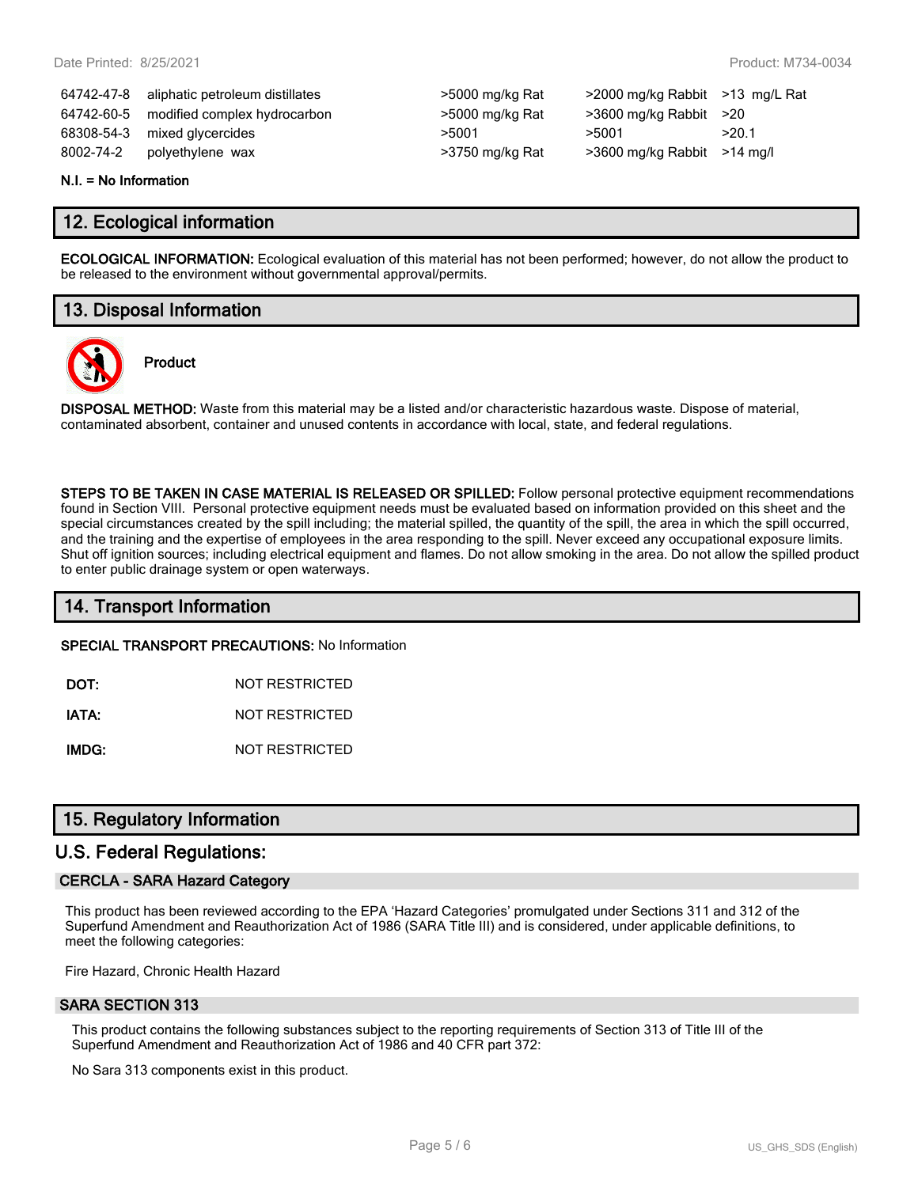| | | | | |
|---|---|---|---|---|
| 64742-47-8 | aliphatic petroleum distillates | >5000 mg/kg Rat | >2000 mg/kg Rabbit | >13 mg/L Rat |
| 64742-60-5 | modified complex hydrocarbon | >5000 mg/kg Rat | >3600 mg/kg Rabbit | >20 |
| 68308-54-3 | mixed glycercides | >5001 | >5001 | >20.1 |
| 8002-74-2 | polyethylene wax | >3750 mg/kg Rat | >3600 mg/kg Rabbit | >14 mg/l |

**N.I. = No Information**

## 12. Ecological information

**ECOLOGICAL INFORMATION:** Ecological evaluation of this material has not been performed; however, do not allow the product to be released to the environment without governmental approval/permits.

## 13. Disposal Information

**Product**

**DISPOSAL METHOD:** Waste from this material may be a listed and/or characteristic hazardous waste. Dispose of material, contaminated absorbent, container and unused contents in accordance with local, state, and federal regulations.

**STEPS TO BE TAKEN IN CASE MATERIAL IS RELEASED OR SPILLED:** Follow personal protective equipment recommendations found in Section VIII. Personal protective equipment needs must be evaluated based on information provided on this sheet and the special circumstances created by the spill including; the material spilled, the quantity of the spill, the area in which the spill occurred, and the training and the expertise of employees in the area responding to the spill. Never exceed any occupational exposure limits. Shut off ignition sources; including electrical equipment and flames. Do not allow smoking in the area. Do not allow the spilled product to enter public drainage system or open waterways.

## 14. Transport Information

**SPECIAL TRANSPORT PRECAUTIONS:** No Information

| | |
|---|---|
| **DOT:** | NOT RESTRICTED |
| **IATA:** | NOT RESTRICTED |
| **IMDG:** | NOT RESTRICTED |

## 15. Regulatory Information

## U.S. Federal Regulations:

### CERCLA - SARA Hazard Category

This product has been reviewed according to the EPA 'Hazard Categories' promulgated under Sections 311 and 312 of the Superfund Amendment and Reauthorization Act of 1986 (SARA Title III) and is considered, under applicable definitions, to meet the following categories:

Fire Hazard, Chronic Health Hazard

### SARA SECTION 313

This product contains the following substances subject to the reporting requirements of Section 313 of Title III of the Superfund Amendment and Reauthorization Act of 1986 and 40 CFR part 372:

No Sara 313 components exist in this product.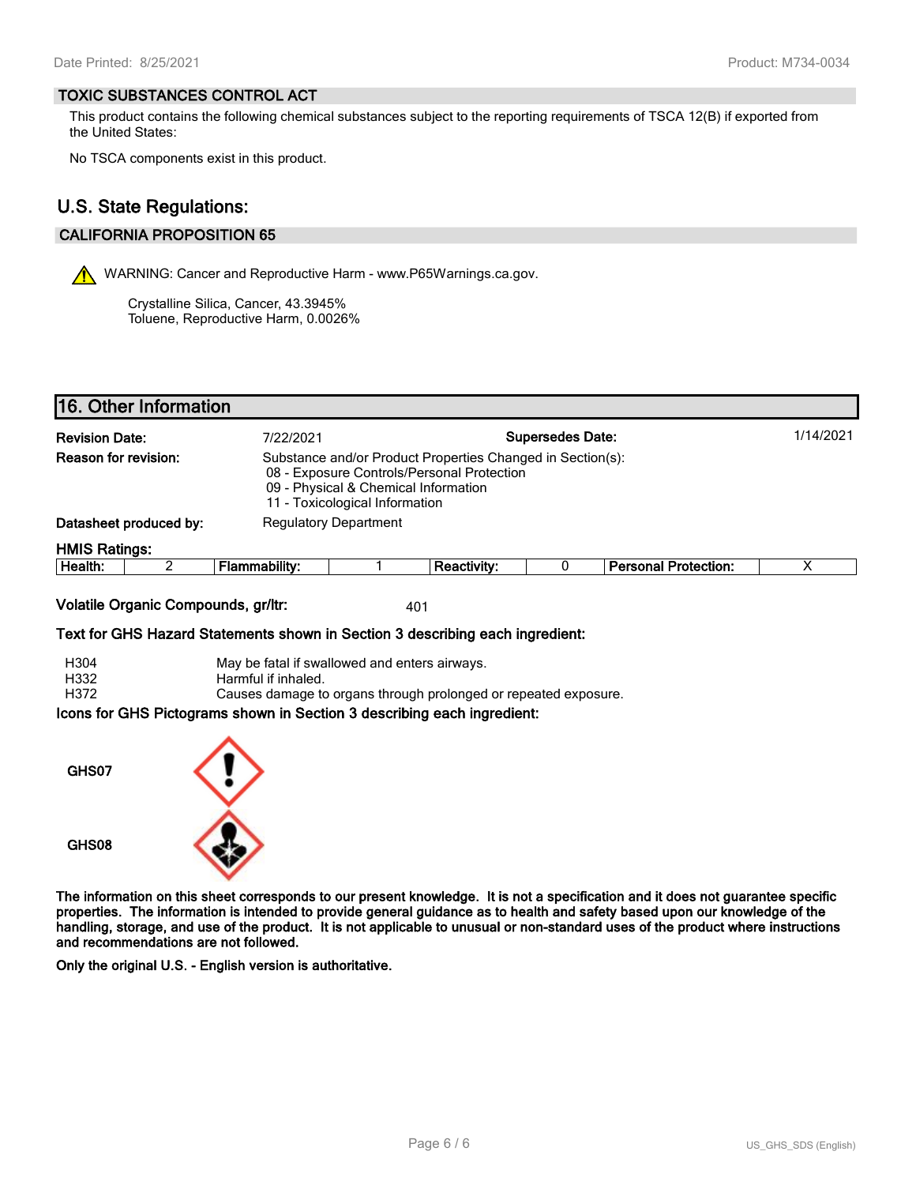## TOXIC SUBSTANCES CONTROL ACT

This product contains the following chemical substances subject to the reporting requirements of TSCA 12(B) if exported from the United States:

No TSCA components exist in this product.

## U.S. State Regulations:

### CALIFORNIA PROPOSITION 65

WARNING: Cancer and Reproductive Harm - www.P65Warnings.ca.gov.

Crystalline Silica, Cancer, 43.3945%
Toluene, Reproductive Harm, 0.0026%

# 16. Other Information

**Revision Date:** 7/22/2021 **Supersedes Date:** 1/14/2021

**Reason for revision:** Substance and/or Product Properties Changed in Section(s):
08 - Exposure Controls/Personal Protection
09 - Physical & Chemical Information
11 - Toxicological Information

**Datasheet produced by:** Regulatory Department

**HMIS Ratings:**

| | | | | | | | |
|---|---|---|---|---|---|---|---|
| **Health:** | 2 | **Flammability:** | 1 | **Reactivity:** | 0 | **Personal Protection:** | X |

**Volatile Organic Compounds, gr/ltr:** 401

**Text for GHS Hazard Statements shown in Section 3 describing each ingredient:**

H304 May be fatal if swallowed and enters airways.
H332 Harmful if inhaled.
H372 Causes damage to organs through prolonged or repeated exposure.

**Icons for GHS Pictograms shown in Section 3 describing each ingredient:**

GHS07

GHS08

**The information on this sheet corresponds to our present knowledge. It is not a specification and it does not guarantee specific properties. The information is intended to provide general guidance as to health and safety based upon our knowledge of the handling, storage, and use of the product. It is not applicable to unusual or non-standard uses of the product where instructions and recommendations are not followed.**

**Only the original U.S. - English version is authoritative.**